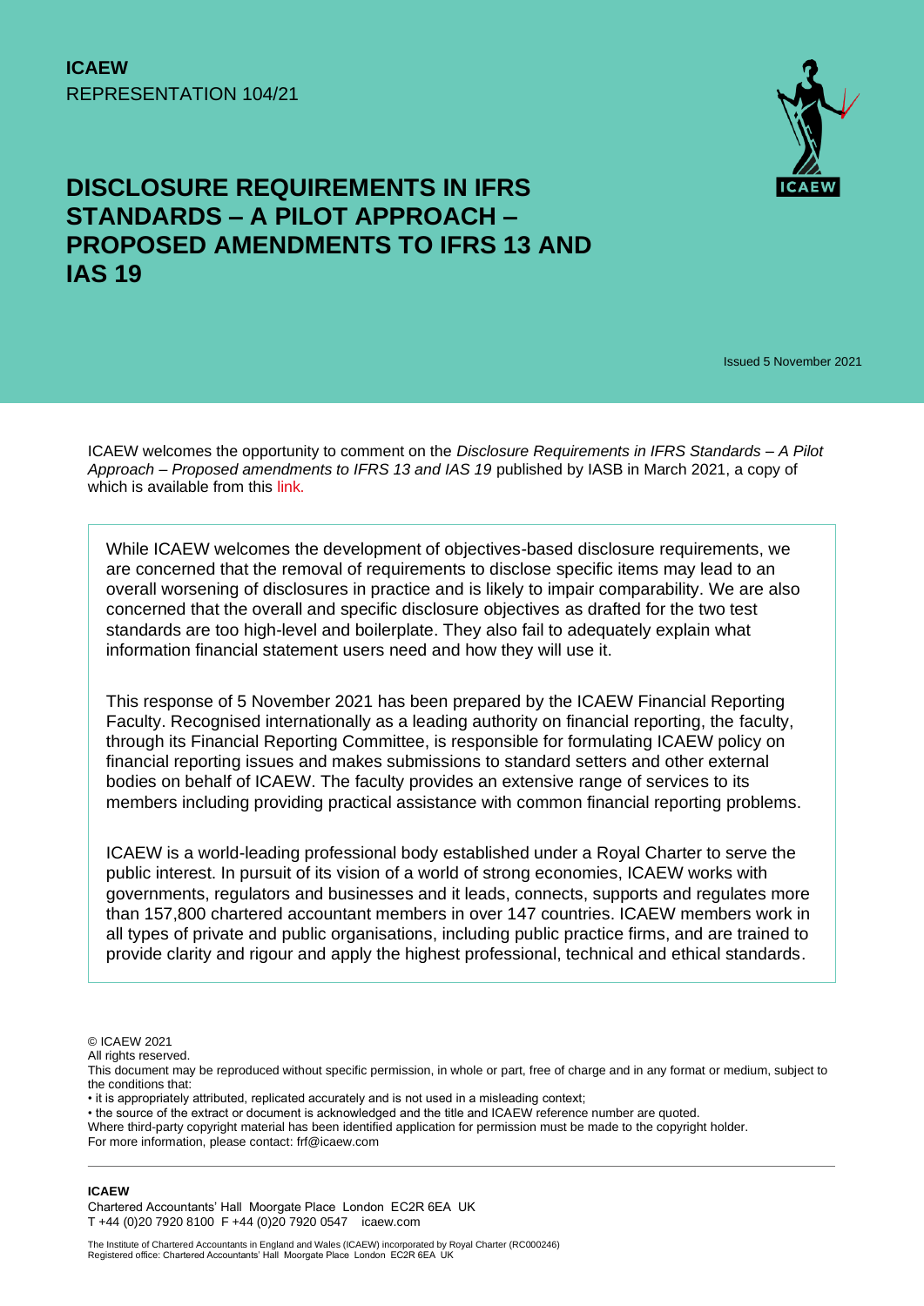**ICAEW**
REPRESENTATION 104/21

# DISCLOSURE REQUIREMENTS IN IFRS STANDARDS – A PILOT APPROACH – PROPOSED AMENDMENTS TO IFRS 13 AND IAS 19

Issued 5 November 2021

ICAEW welcomes the opportunity to comment on the *Disclosure Requirements in IFRS Standards – A Pilot Approach – Proposed amendments to IFRS 13 and IAS 19* published by IASB in March 2021, a copy of which is available from this link.

While ICAEW welcomes the development of objectives-based disclosure requirements, we are concerned that the removal of requirements to disclose specific items may lead to an overall worsening of disclosures in practice and is likely to impair comparability. We are also concerned that the overall and specific disclosure objectives as drafted for the two test standards are too high-level and boilerplate. They also fail to adequately explain what information financial statement users need and how they will use it.

This response of 5 November 2021 has been prepared by the ICAEW Financial Reporting Faculty. Recognised internationally as a leading authority on financial reporting, the faculty, through its Financial Reporting Committee, is responsible for formulating ICAEW policy on financial reporting issues and makes submissions to standard setters and other external bodies on behalf of ICAEW. The faculty provides an extensive range of services to its members including providing practical assistance with common financial reporting problems.

ICAEW is a world-leading professional body established under a Royal Charter to serve the public interest. In pursuit of its vision of a world of strong economies, ICAEW works with governments, regulators and businesses and it leads, connects, supports and regulates more than 157,800 chartered accountant members in over 147 countries. ICAEW members work in all types of private and public organisations, including public practice firms, and are trained to provide clarity and rigour and apply the highest professional, technical and ethical standards.

© ICAEW 2021
All rights reserved.
This document may be reproduced without specific permission, in whole or part, free of charge and in any format or medium, subject to the conditions that:
• it is appropriately attributed, replicated accurately and is not used in a misleading context;
• the source of the extract or document is acknowledged and the title and ICAEW reference number are quoted.
Where third-party copyright material has been identified application for permission must be made to the copyright holder.
For more information, please contact: frf@icaew.com

**ICAEW**
Chartered Accountants' Hall Moorgate Place London EC2R 6EA UK
T +44 (0)20 7920 8100 F +44 (0)20 7920 0547 icaew.com

The Institute of Chartered Accountants in England and Wales (ICAEW) incorporated by Royal Charter (RC000246)
Registered office: Chartered Accountants' Hall Moorgate Place London EC2R 6EA UK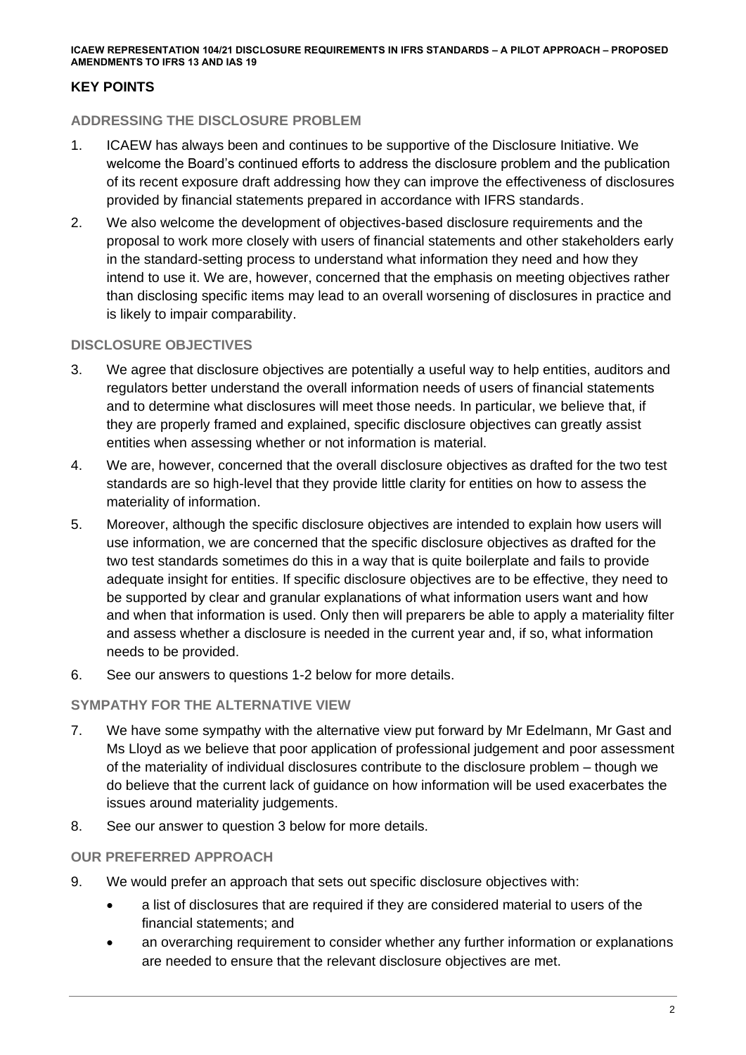## KEY POINTS

### ADDRESSING THE DISCLOSURE PROBLEM

1. ICAEW has always been and continues to be supportive of the Disclosure Initiative. We welcome the Board's continued efforts to address the disclosure problem and the publication of its recent exposure draft addressing how they can improve the effectiveness of disclosures provided by financial statements prepared in accordance with IFRS standards.
2. We also welcome the development of objectives-based disclosure requirements and the proposal to work more closely with users of financial statements and other stakeholders early in the standard-setting process to understand what information they need and how they intend to use it. We are, however, concerned that the emphasis on meeting objectives rather than disclosing specific items may lead to an overall worsening of disclosures in practice and is likely to impair comparability.

### DISCLOSURE OBJECTIVES

3. We agree that disclosure objectives are potentially a useful way to help entities, auditors and regulators better understand the overall information needs of users of financial statements and to determine what disclosures will meet those needs. In particular, we believe that, if they are properly framed and explained, specific disclosure objectives can greatly assist entities when assessing whether or not information is material.
4. We are, however, concerned that the overall disclosure objectives as drafted for the two test standards are so high-level that they provide little clarity for entities on how to assess the materiality of information.
5. Moreover, although the specific disclosure objectives are intended to explain how users will use information, we are concerned that the specific disclosure objectives as drafted for the two test standards sometimes do this in a way that is quite boilerplate and fails to provide adequate insight for entities. If specific disclosure objectives are to be effective, they need to be supported by clear and granular explanations of what information users want and how and when that information is used. Only then will preparers be able to apply a materiality filter and assess whether a disclosure is needed in the current year and, if so, what information needs to be provided.
6. See our answers to questions 1-2 below for more details.

### SYMPATHY FOR THE ALTERNATIVE VIEW

7. We have some sympathy with the alternative view put forward by Mr Edelmann, Mr Gast and Ms Lloyd as we believe that poor application of professional judgement and poor assessment of the materiality of individual disclosures contribute to the disclosure problem – though we do believe that the current lack of guidance on how information will be used exacerbates the issues around materiality judgements.
8. See our answer to question 3 below for more details.

### OUR PREFERRED APPROACH

9. We would prefer an approach that sets out specific disclosure objectives with:
   - a list of disclosures that are required if they are considered material to users of the financial statements; and
   - an overarching requirement to consider whether any further information or explanations are needed to ensure that the relevant disclosure objectives are met.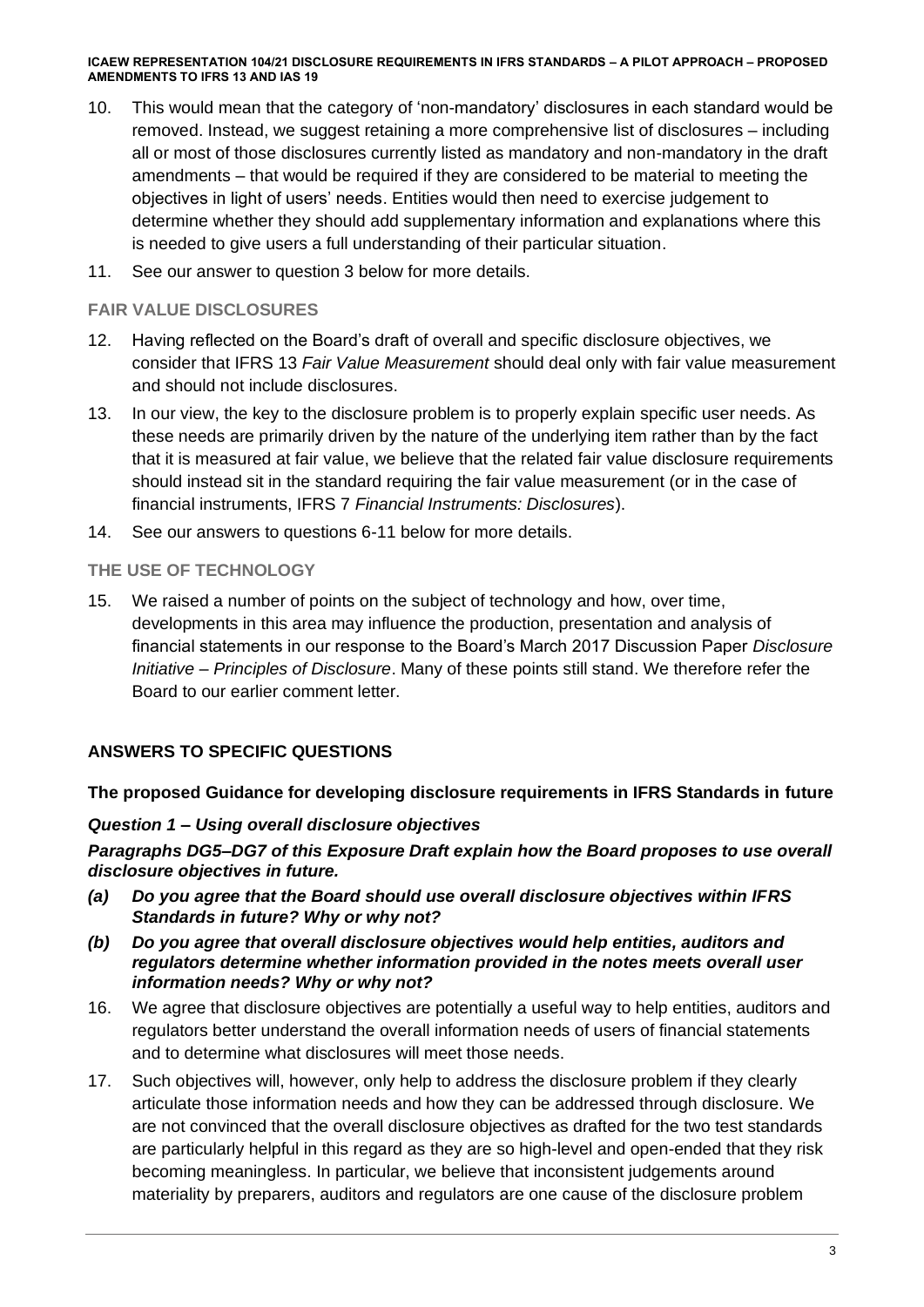10. This would mean that the category of 'non-mandatory' disclosures in each standard would be removed. Instead, we suggest retaining a more comprehensive list of disclosures – including all or most of those disclosures currently listed as mandatory and non-mandatory in the draft amendments – that would be required if they are considered to be material to meeting the objectives in light of users' needs. Entities would then need to exercise judgement to determine whether they should add supplementary information and explanations where this is needed to give users a full understanding of their particular situation.
11. See our answer to question 3 below for more details.

## FAIR VALUE DISCLOSURES

12. Having reflected on the Board's draft of overall and specific disclosure objectives, we consider that IFRS 13 *Fair Value Measurement* should deal only with fair value measurement and should not include disclosures.
13. In our view, the key to the disclosure problem is to properly explain specific user needs. As these needs are primarily driven by the nature of the underlying item rather than by the fact that it is measured at fair value, we believe that the related fair value disclosure requirements should instead sit in the standard requiring the fair value measurement (or in the case of financial instruments, IFRS 7 *Financial Instruments: Disclosures*).
14. See our answers to questions 6-11 below for more details.

## THE USE OF TECHNOLOGY

15. We raised a number of points on the subject of technology and how, over time, developments in this area may influence the production, presentation and analysis of financial statements in our response to the Board's March 2017 Discussion Paper *Disclosure Initiative – Principles of Disclosure*. Many of these points still stand. We therefore refer the Board to our earlier comment letter.

## ANSWERS TO SPECIFIC QUESTIONS

### The proposed Guidance for developing disclosure requirements in IFRS Standards in future

#### *Question 1 – Using overall disclosure objectives*

***Paragraphs DG5–DG7 of this Exposure Draft explain how the Board proposes to use overall disclosure objectives in future.***

- ***(a) Do you agree that the Board should use overall disclosure objectives within IFRS Standards in future? Why or why not?***
- ***(b) Do you agree that overall disclosure objectives would help entities, auditors and regulators determine whether information provided in the notes meets overall user information needs? Why or why not?***

16. We agree that disclosure objectives are potentially a useful way to help entities, auditors and regulators better understand the overall information needs of users of financial statements and to determine what disclosures will meet those needs.
17. Such objectives will, however, only help to address the disclosure problem if they clearly articulate those information needs and how they can be addressed through disclosure. We are not convinced that the overall disclosure objectives as drafted for the two test standards are particularly helpful in this regard as they are so high-level and open-ended that they risk becoming meaningless. In particular, we believe that inconsistent judgements around materiality by preparers, auditors and regulators are one cause of the disclosure problem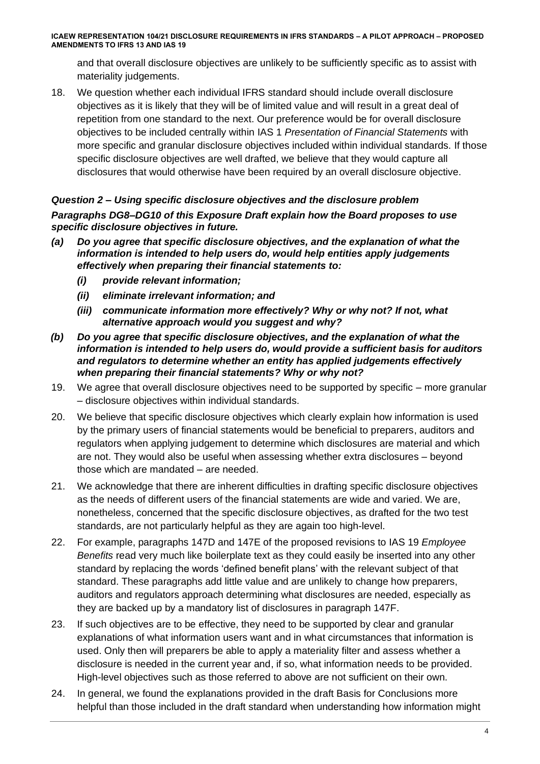and that overall disclosure objectives are unlikely to be sufficiently specific as to assist with materiality judgements.

18. We question whether each individual IFRS standard should include overall disclosure objectives as it is likely that they will be of limited value and will result in a great deal of repetition from one standard to the next. Our preference would be for overall disclosure objectives to be included centrally within IAS 1 *Presentation of Financial Statements* with more specific and granular disclosure objectives included within individual standards. If those specific disclosure objectives are well drafted, we believe that they would capture all disclosures that would otherwise have been required by an overall disclosure objective.

### *Question 2 – Using specific disclosure objectives and the disclosure problem*

***Paragraphs DG8–DG10 of this Exposure Draft explain how the Board proposes to use specific disclosure objectives in future.***

***(a) Do you agree that specific disclosure objectives, and the explanation of what the information is intended to help users do, would help entities apply judgements effectively when preparing their financial statements to:***

***(i) provide relevant information;***

***(ii) eliminate irrelevant information; and***

***(iii) communicate information more effectively? Why or why not? If not, what alternative approach would you suggest and why?***

***(b) Do you agree that specific disclosure objectives, and the explanation of what the information is intended to help users do, would provide a sufficient basis for auditors and regulators to determine whether an entity has applied judgements effectively when preparing their financial statements? Why or why not?***

19. We agree that overall disclosure objectives need to be supported by specific – more granular – disclosure objectives within individual standards.

20. We believe that specific disclosure objectives which clearly explain how information is used by the primary users of financial statements would be beneficial to preparers, auditors and regulators when applying judgement to determine which disclosures are material and which are not. They would also be useful when assessing whether extra disclosures – beyond those which are mandated – are needed.

21. We acknowledge that there are inherent difficulties in drafting specific disclosure objectives as the needs of different users of the financial statements are wide and varied. We are, nonetheless, concerned that the specific disclosure objectives, as drafted for the two test standards, are not particularly helpful as they are again too high-level.

22. For example, paragraphs 147D and 147E of the proposed revisions to IAS 19 *Employee Benefits* read very much like boilerplate text as they could easily be inserted into any other standard by replacing the words 'defined benefit plans' with the relevant subject of that standard. These paragraphs add little value and are unlikely to change how preparers, auditors and regulators approach determining what disclosures are needed, especially as they are backed up by a mandatory list of disclosures in paragraph 147F.

23. If such objectives are to be effective, they need to be supported by clear and granular explanations of what information users want and in what circumstances that information is used. Only then will preparers be able to apply a materiality filter and assess whether a disclosure is needed in the current year and, if so, what information needs to be provided. High-level objectives such as those referred to above are not sufficient on their own.

24. In general, we found the explanations provided in the draft Basis for Conclusions more helpful than those included in the draft standard when understanding how information might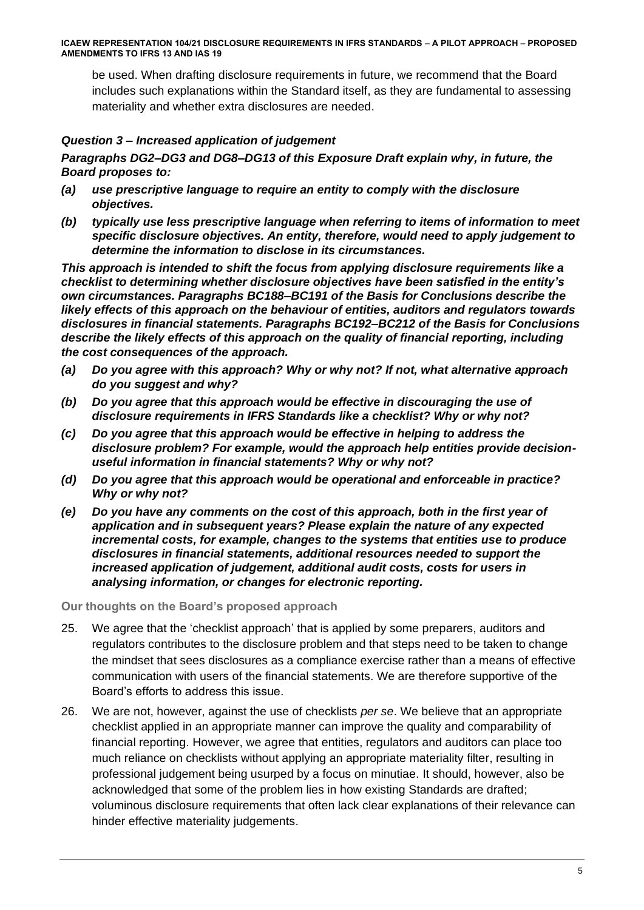be used. When drafting disclosure requirements in future, we recommend that the Board includes such explanations within the Standard itself, as they are fundamental to assessing materiality and whether extra disclosures are needed.

### *Question 3 – Increased application of judgement*

***Paragraphs DG2–DG3 and DG8–DG13 of this Exposure Draft explain why, in future, the Board proposes to:***

***(a) use prescriptive language to require an entity to comply with the disclosure objectives.***

***(b) typically use less prescriptive language when referring to items of information to meet specific disclosure objectives. An entity, therefore, would need to apply judgement to determine the information to disclose in its circumstances.***

***This approach is intended to shift the focus from applying disclosure requirements like a checklist to determining whether disclosure objectives have been satisfied in the entity's own circumstances. Paragraphs BC188–BC191 of the Basis for Conclusions describe the likely effects of this approach on the behaviour of entities, auditors and regulators towards disclosures in financial statements. Paragraphs BC192–BC212 of the Basis for Conclusions describe the likely effects of this approach on the quality of financial reporting, including the cost consequences of the approach.***

***(a) Do you agree with this approach? Why or why not? If not, what alternative approach do you suggest and why?***

***(b) Do you agree that this approach would be effective in discouraging the use of disclosure requirements in IFRS Standards like a checklist? Why or why not?***

***(c) Do you agree that this approach would be effective in helping to address the disclosure problem? For example, would the approach help entities provide decision-useful information in financial statements? Why or why not?***

***(d) Do you agree that this approach would be operational and enforceable in practice? Why or why not?***

***(e) Do you have any comments on the cost of this approach, both in the first year of application and in subsequent years? Please explain the nature of any expected incremental costs, for example, changes to the systems that entities use to produce disclosures in financial statements, additional resources needed to support the increased application of judgement, additional audit costs, costs for users in analysing information, or changes for electronic reporting.***

#### Our thoughts on the Board's proposed approach

25. We agree that the 'checklist approach' that is applied by some preparers, auditors and regulators contributes to the disclosure problem and that steps need to be taken to change the mindset that sees disclosures as a compliance exercise rather than a means of effective communication with users of the financial statements. We are therefore supportive of the Board's efforts to address this issue.

26. We are not, however, against the use of checklists *per se*. We believe that an appropriate checklist applied in an appropriate manner can improve the quality and comparability of financial reporting. However, we agree that entities, regulators and auditors can place too much reliance on checklists without applying an appropriate materiality filter, resulting in professional judgement being usurped by a focus on minutiae. It should, however, also be acknowledged that some of the problem lies in how existing Standards are drafted; voluminous disclosure requirements that often lack clear explanations of their relevance can hinder effective materiality judgements.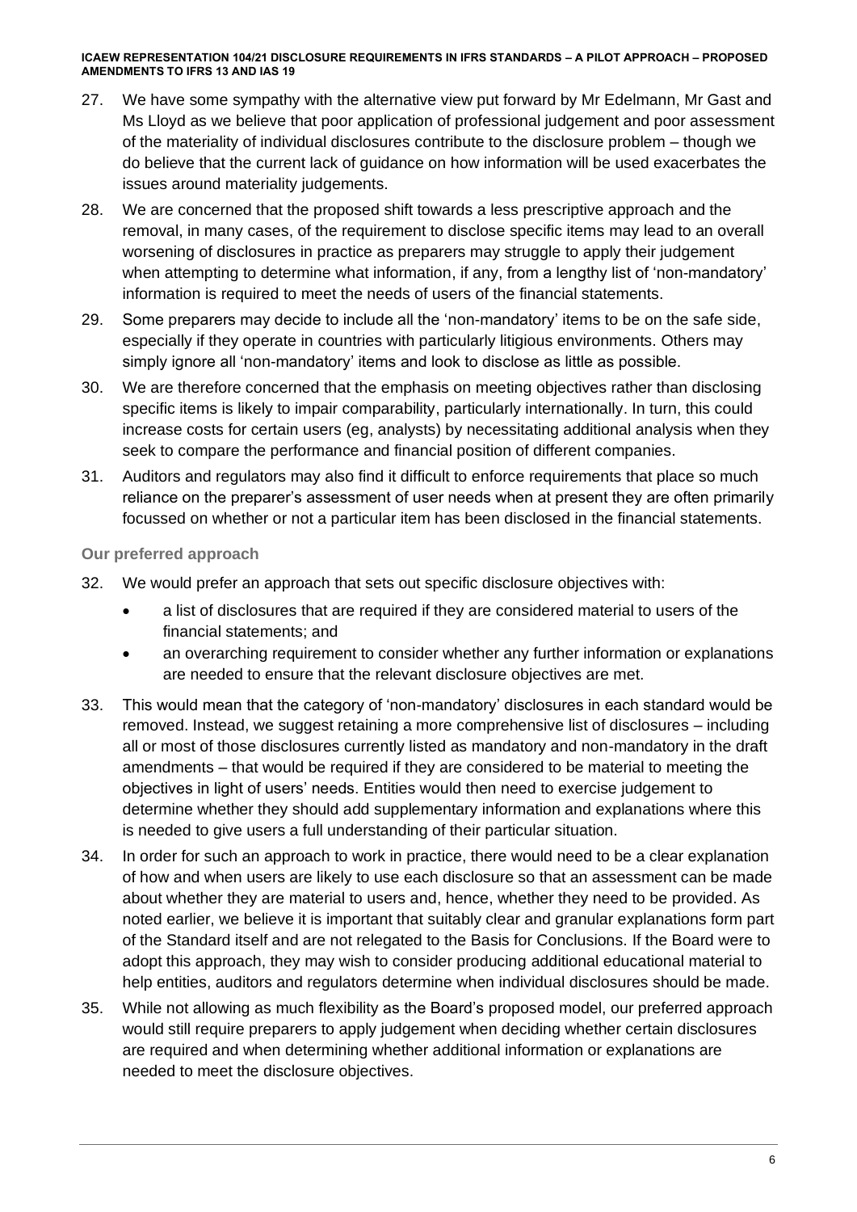27. We have some sympathy with the alternative view put forward by Mr Edelmann, Mr Gast and Ms Lloyd as we believe that poor application of professional judgement and poor assessment of the materiality of individual disclosures contribute to the disclosure problem – though we do believe that the current lack of guidance on how information will be used exacerbates the issues around materiality judgements.

28. We are concerned that the proposed shift towards a less prescriptive approach and the removal, in many cases, of the requirement to disclose specific items may lead to an overall worsening of disclosures in practice as preparers may struggle to apply their judgement when attempting to determine what information, if any, from a lengthy list of 'non-mandatory' information is required to meet the needs of users of the financial statements.

29. Some preparers may decide to include all the 'non-mandatory' items to be on the safe side, especially if they operate in countries with particularly litigious environments. Others may simply ignore all 'non-mandatory' items and look to disclose as little as possible.

30. We are therefore concerned that the emphasis on meeting objectives rather than disclosing specific items is likely to impair comparability, particularly internationally. In turn, this could increase costs for certain users (eg, analysts) by necessitating additional analysis when they seek to compare the performance and financial position of different companies.

31. Auditors and regulators may also find it difficult to enforce requirements that place so much reliance on the preparer's assessment of user needs when at present they are often primarily focussed on whether or not a particular item has been disclosed in the financial statements.

### Our preferred approach

32. We would prefer an approach that sets out specific disclosure objectives with:
    - a list of disclosures that are required if they are considered material to users of the financial statements; and
    - an overarching requirement to consider whether any further information or explanations are needed to ensure that the relevant disclosure objectives are met.

33. This would mean that the category of 'non-mandatory' disclosures in each standard would be removed. Instead, we suggest retaining a more comprehensive list of disclosures – including all or most of those disclosures currently listed as mandatory and non-mandatory in the draft amendments – that would be required if they are considered to be material to meeting the objectives in light of users' needs. Entities would then need to exercise judgement to determine whether they should add supplementary information and explanations where this is needed to give users a full understanding of their particular situation.

34. In order for such an approach to work in practice, there would need to be a clear explanation of how and when users are likely to use each disclosure so that an assessment can be made about whether they are material to users and, hence, whether they need to be provided. As noted earlier, we believe it is important that suitably clear and granular explanations form part of the Standard itself and are not relegated to the Basis for Conclusions. If the Board were to adopt this approach, they may wish to consider producing additional educational material to help entities, auditors and regulators determine when individual disclosures should be made.

35. While not allowing as much flexibility as the Board's proposed model, our preferred approach would still require preparers to apply judgement when deciding whether certain disclosures are required and when determining whether additional information or explanations are needed to meet the disclosure objectives.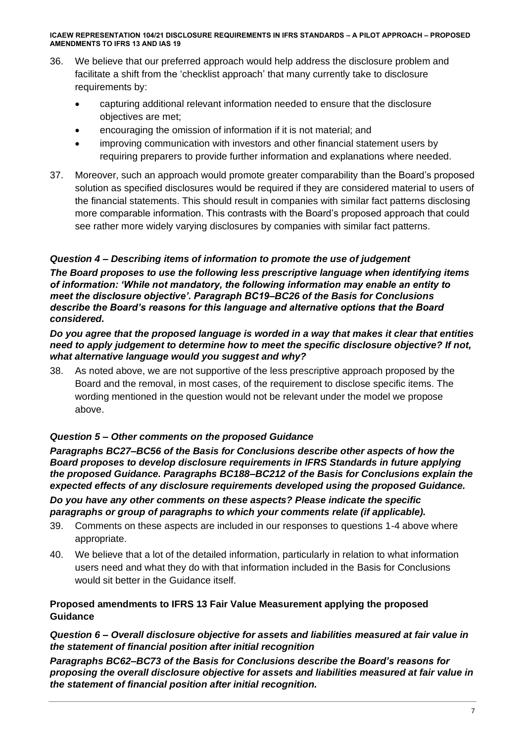36. We believe that our preferred approach would help address the disclosure problem and facilitate a shift from the 'checklist approach' that many currently take to disclosure requirements by:
    - capturing additional relevant information needed to ensure that the disclosure objectives are met;
    - encouraging the omission of information if it is not material; and
    - improving communication with investors and other financial statement users by requiring preparers to provide further information and explanations where needed.

37. Moreover, such an approach would promote greater comparability than the Board's proposed solution as specified disclosures would be required if they are considered material to users of the financial statements. This should result in companies with similar fact patterns disclosing more comparable information. This contrasts with the Board's proposed approach that could see rather more widely varying disclosures by companies with similar fact patterns.

### *Question 4 – Describing items of information to promote the use of judgement*

***The Board proposes to use the following less prescriptive language when identifying items of information: 'While not mandatory, the following information may enable an entity to meet the disclosure objective'. Paragraph BC19–BC26 of the Basis for Conclusions describe the Board's reasons for this language and alternative options that the Board considered.***

***Do you agree that the proposed language is worded in a way that makes it clear that entities need to apply judgement to determine how to meet the specific disclosure objective? If not, what alternative language would you suggest and why?***

38. As noted above, we are not supportive of the less prescriptive approach proposed by the Board and the removal, in most cases, of the requirement to disclose specific items. The wording mentioned in the question would not be relevant under the model we propose above.

### *Question 5 – Other comments on the proposed Guidance*

***Paragraphs BC27–BC56 of the Basis for Conclusions describe other aspects of how the Board proposes to develop disclosure requirements in IFRS Standards in future applying the proposed Guidance. Paragraphs BC188–BC212 of the Basis for Conclusions explain the expected effects of any disclosure requirements developed using the proposed Guidance.***

***Do you have any other comments on these aspects? Please indicate the specific paragraphs or group of paragraphs to which your comments relate (if applicable).***

39. Comments on these aspects are included in our responses to questions 1-4 above where appropriate.

40. We believe that a lot of the detailed information, particularly in relation to what information users need and what they do with that information included in the Basis for Conclusions would sit better in the Guidance itself.

## Proposed amendments to IFRS 13 Fair Value Measurement applying the proposed Guidance

### *Question 6 – Overall disclosure objective for assets and liabilities measured at fair value in the statement of financial position after initial recognition*

***Paragraphs BC62–BC73 of the Basis for Conclusions describe the Board's reasons for proposing the overall disclosure objective for assets and liabilities measured at fair value in the statement of financial position after initial recognition.***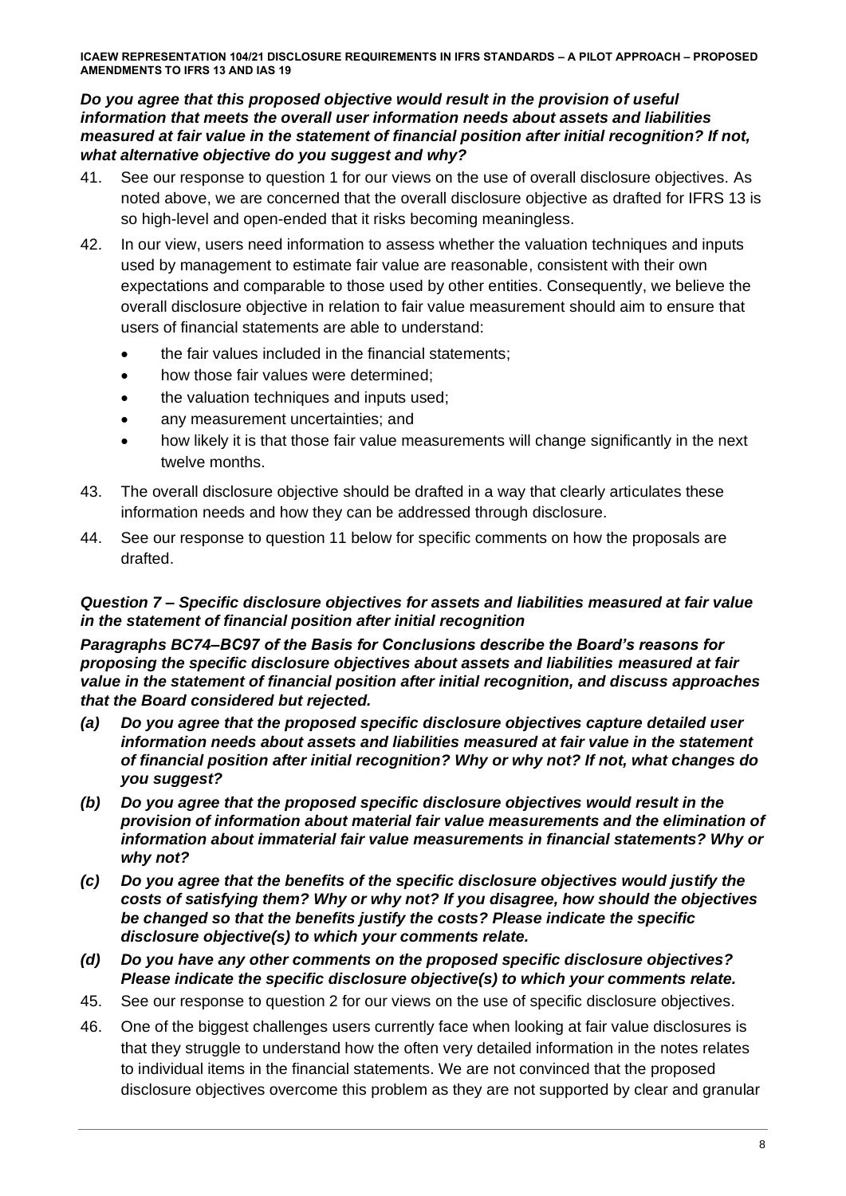***Do you agree that this proposed objective would result in the provision of useful information that meets the overall user information needs about assets and liabilities measured at fair value in the statement of financial position after initial recognition? If not, what alternative objective do you suggest and why?***

41. See our response to question 1 for our views on the use of overall disclosure objectives. As noted above, we are concerned that the overall disclosure objective as drafted for IFRS 13 is so high-level and open-ended that it risks becoming meaningless.

42. In our view, users need information to assess whether the valuation techniques and inputs used by management to estimate fair value are reasonable, consistent with their own expectations and comparable to those used by other entities. Consequently, we believe the overall disclosure objective in relation to fair value measurement should aim to ensure that users of financial statements are able to understand:
    - the fair values included in the financial statements;
    - how those fair values were determined;
    - the valuation techniques and inputs used;
    - any measurement uncertainties; and
    - how likely it is that those fair value measurements will change significantly in the next twelve months.

43. The overall disclosure objective should be drafted in a way that clearly articulates these information needs and how they can be addressed through disclosure.

44. See our response to question 11 below for specific comments on how the proposals are drafted.

***Question 7 – Specific disclosure objectives for assets and liabilities measured at fair value in the statement of financial position after initial recognition***

***Paragraphs BC74–BC97 of the Basis for Conclusions describe the Board's reasons for proposing the specific disclosure objectives about assets and liabilities measured at fair value in the statement of financial position after initial recognition, and discuss approaches that the Board considered but rejected.***

***(a) Do you agree that the proposed specific disclosure objectives capture detailed user information needs about assets and liabilities measured at fair value in the statement of financial position after initial recognition? Why or why not? If not, what changes do you suggest?***

***(b) Do you agree that the proposed specific disclosure objectives would result in the provision of information about material fair value measurements and the elimination of information about immaterial fair value measurements in financial statements? Why or why not?***

***(c) Do you agree that the benefits of the specific disclosure objectives would justify the costs of satisfying them? Why or why not? If you disagree, how should the objectives be changed so that the benefits justify the costs? Please indicate the specific disclosure objective(s) to which your comments relate.***

***(d) Do you have any other comments on the proposed specific disclosure objectives? Please indicate the specific disclosure objective(s) to which your comments relate.***

45. See our response to question 2 for our views on the use of specific disclosure objectives.

46. One of the biggest challenges users currently face when looking at fair value disclosures is that they struggle to understand how the often very detailed information in the notes relates to individual items in the financial statements. We are not convinced that the proposed disclosure objectives overcome this problem as they are not supported by clear and granular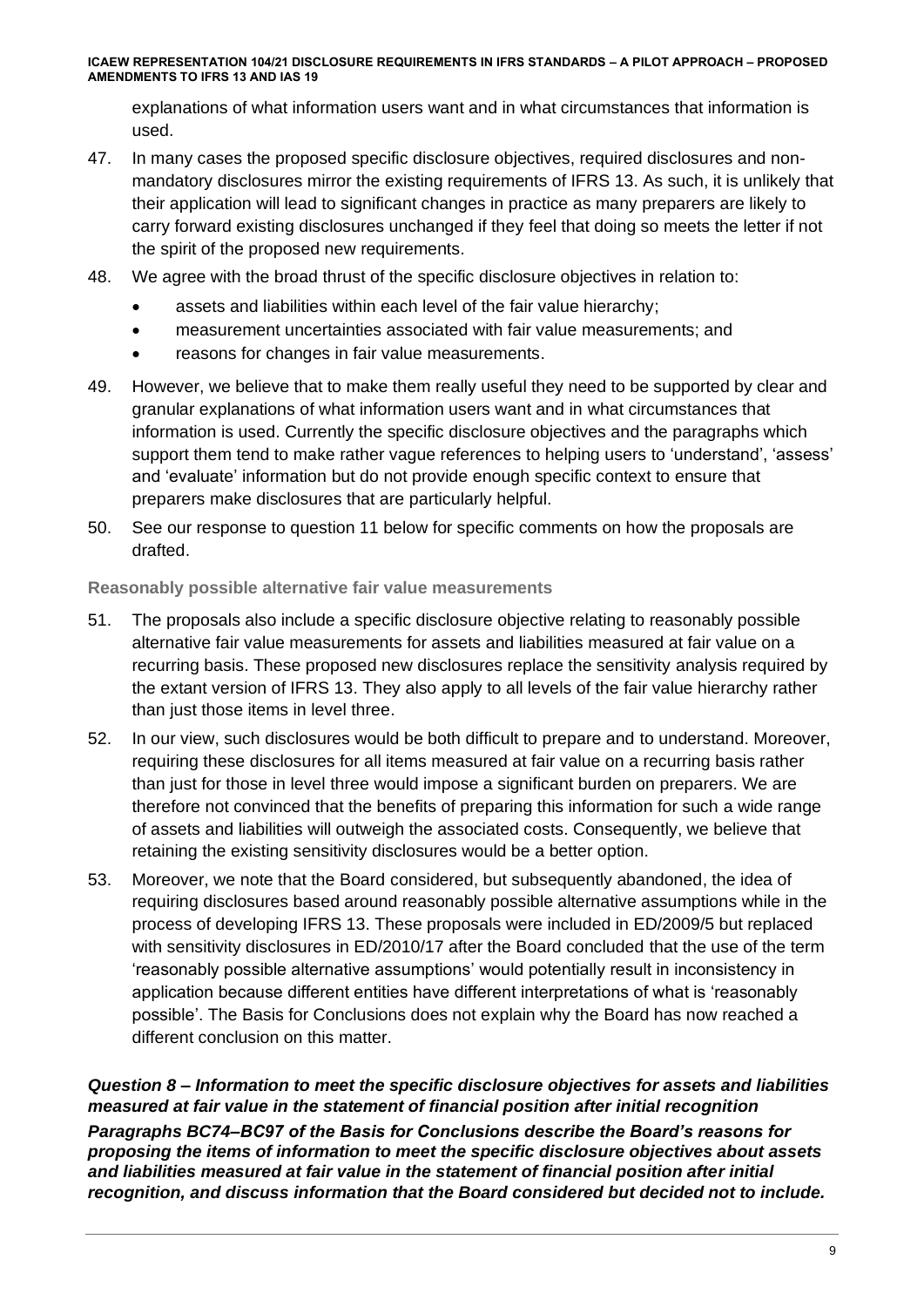explanations of what information users want and in what circumstances that information is used.

47. In many cases the proposed specific disclosure objectives, required disclosures and non-mandatory disclosures mirror the existing requirements of IFRS 13. As such, it is unlikely that their application will lead to significant changes in practice as many preparers are likely to carry forward existing disclosures unchanged if they feel that doing so meets the letter if not the spirit of the proposed new requirements.

48. We agree with the broad thrust of the specific disclosure objectives in relation to:
    - assets and liabilities within each level of the fair value hierarchy;
    - measurement uncertainties associated with fair value measurements; and
    - reasons for changes in fair value measurements.

49. However, we believe that to make them really useful they need to be supported by clear and granular explanations of what information users want and in what circumstances that information is used. Currently the specific disclosure objectives and the paragraphs which support them tend to make rather vague references to helping users to 'understand', 'assess' and 'evaluate' information but do not provide enough specific context to ensure that preparers make disclosures that are particularly helpful.

50. See our response to question 11 below for specific comments on how the proposals are drafted.

### Reasonably possible alternative fair value measurements

51. The proposals also include a specific disclosure objective relating to reasonably possible alternative fair value measurements for assets and liabilities measured at fair value on a recurring basis. These proposed new disclosures replace the sensitivity analysis required by the extant version of IFRS 13. They also apply to all levels of the fair value hierarchy rather than just those items in level three.

52. In our view, such disclosures would be both difficult to prepare and to understand. Moreover, requiring these disclosures for all items measured at fair value on a recurring basis rather than just for those in level three would impose a significant burden on preparers. We are therefore not convinced that the benefits of preparing this information for such a wide range of assets and liabilities will outweigh the associated costs. Consequently, we believe that retaining the existing sensitivity disclosures would be a better option.

53. Moreover, we note that the Board considered, but subsequently abandoned, the idea of requiring disclosures based around reasonably possible alternative assumptions while in the process of developing IFRS 13. These proposals were included in ED/2009/5 but replaced with sensitivity disclosures in ED/2010/17 after the Board concluded that the use of the term 'reasonably possible alternative assumptions' would potentially result in inconsistency in application because different entities have different interpretations of what is 'reasonably possible'. The Basis for Conclusions does not explain why the Board has now reached a different conclusion on this matter.

***Question 8 – Information to meet the specific disclosure objectives for assets and liabilities measured at fair value in the statement of financial position after initial recognition***

***Paragraphs BC74–BC97 of the Basis for Conclusions describe the Board's reasons for proposing the items of information to meet the specific disclosure objectives about assets and liabilities measured at fair value in the statement of financial position after initial recognition, and discuss information that the Board considered but decided not to include.***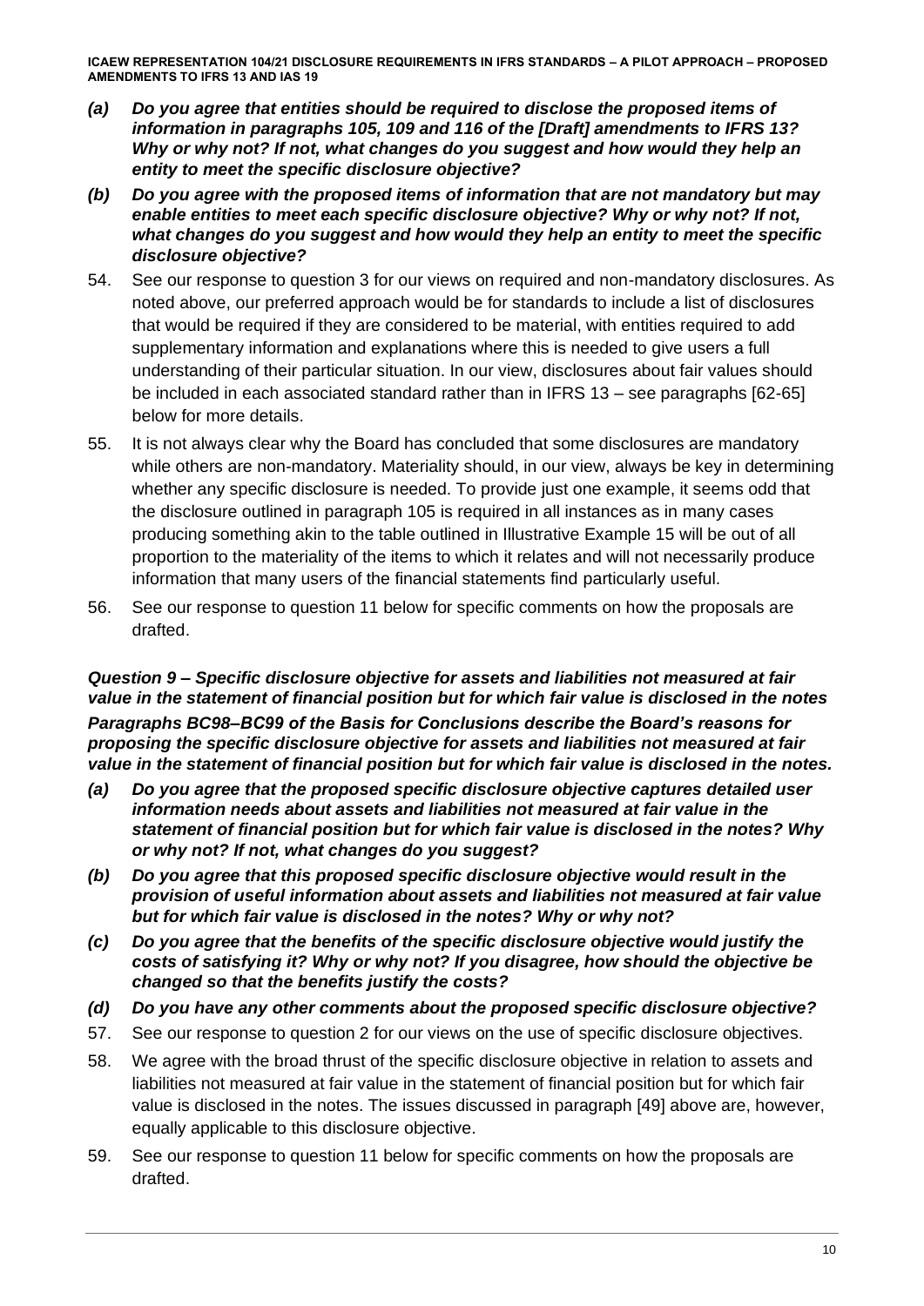*(a) Do you agree that entities should be required to disclose the proposed items of information in paragraphs 105, 109 and 116 of the [Draft] amendments to IFRS 13? Why or why not? If not, what changes do you suggest and how would they help an entity to meet the specific disclosure objective?*

*(b) Do you agree with the proposed items of information that are not mandatory but may enable entities to meet each specific disclosure objective? Why or why not? If not, what changes do you suggest and how would they help an entity to meet the specific disclosure objective?*

54. See our response to question 3 for our views on required and non-mandatory disclosures. As noted above, our preferred approach would be for standards to include a list of disclosures that would be required if they are considered to be material, with entities required to add supplementary information and explanations where this is needed to give users a full understanding of their particular situation. In our view, disclosures about fair values should be included in each associated standard rather than in IFRS 13 – see paragraphs [62-65] below for more details.

55. It is not always clear why the Board has concluded that some disclosures are mandatory while others are non-mandatory. Materiality should, in our view, always be key in determining whether any specific disclosure is needed. To provide just one example, it seems odd that the disclosure outlined in paragraph 105 is required in all instances as in many cases producing something akin to the table outlined in Illustrative Example 15 will be out of all proportion to the materiality of the items to which it relates and will not necessarily produce information that many users of the financial statements find particularly useful.

56. See our response to question 11 below for specific comments on how the proposals are drafted.

***Question 9 – Specific disclosure objective for assets and liabilities not measured at fair value in the statement of financial position but for which fair value is disclosed in the notes***

***Paragraphs BC98–BC99 of the Basis for Conclusions describe the Board's reasons for proposing the specific disclosure objective for assets and liabilities not measured at fair value in the statement of financial position but for which fair value is disclosed in the notes.***

*(a) Do you agree that the proposed specific disclosure objective captures detailed user information needs about assets and liabilities not measured at fair value in the statement of financial position but for which fair value is disclosed in the notes? Why or why not? If not, what changes do you suggest?*

*(b) Do you agree that this proposed specific disclosure objective would result in the provision of useful information about assets and liabilities not measured at fair value but for which fair value is disclosed in the notes? Why or why not?*

*(c) Do you agree that the benefits of the specific disclosure objective would justify the costs of satisfying it? Why or why not? If you disagree, how should the objective be changed so that the benefits justify the costs?*

*(d) Do you have any other comments about the proposed specific disclosure objective?*

57. See our response to question 2 for our views on the use of specific disclosure objectives.

58. We agree with the broad thrust of the specific disclosure objective in relation to assets and liabilities not measured at fair value in the statement of financial position but for which fair value is disclosed in the notes. The issues discussed in paragraph [49] above are, however, equally applicable to this disclosure objective.

59. See our response to question 11 below for specific comments on how the proposals are drafted.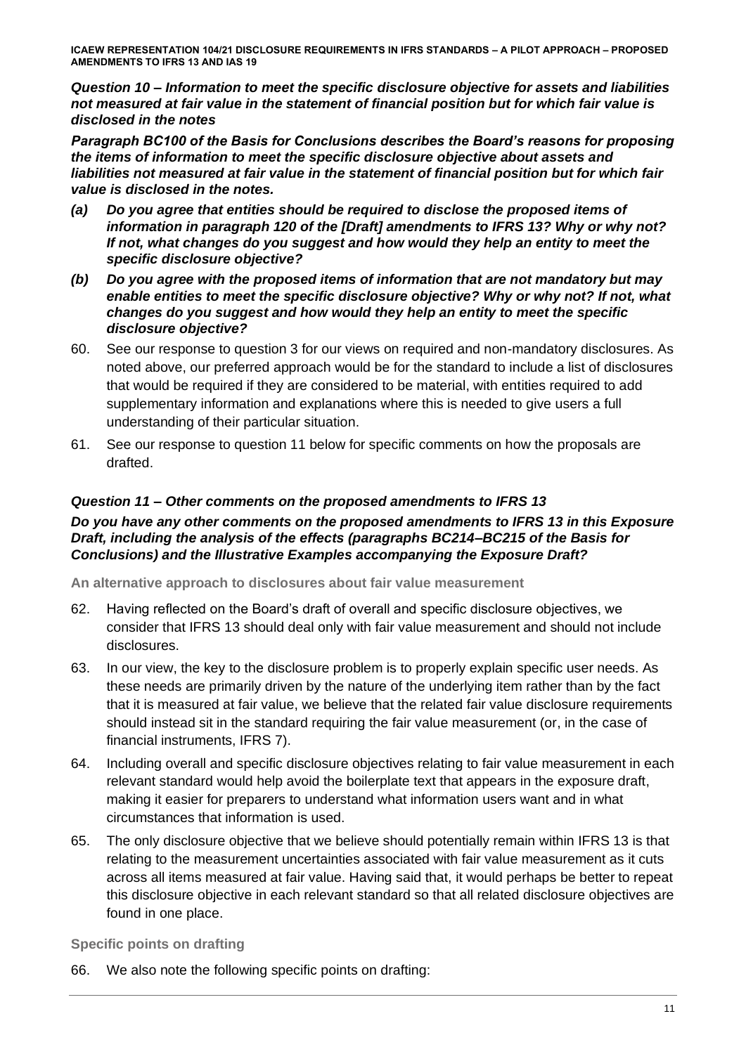***Question 10 – Information to meet the specific disclosure objective for assets and liabilities not measured at fair value in the statement of financial position but for which fair value is disclosed in the notes***

***Paragraph BC100 of the Basis for Conclusions describes the Board's reasons for proposing the items of information to meet the specific disclosure objective about assets and liabilities not measured at fair value in the statement of financial position but for which fair value is disclosed in the notes.***

***(a) Do you agree that entities should be required to disclose the proposed items of information in paragraph 120 of the [Draft] amendments to IFRS 13? Why or why not? If not, what changes do you suggest and how would they help an entity to meet the specific disclosure objective?***

***(b) Do you agree with the proposed items of information that are not mandatory but may enable entities to meet the specific disclosure objective? Why or why not? If not, what changes do you suggest and how would they help an entity to meet the specific disclosure objective?***

60. See our response to question 3 for our views on required and non-mandatory disclosures. As noted above, our preferred approach would be for the standard to include a list of disclosures that would be required if they are considered to be material, with entities required to add supplementary information and explanations where this is needed to give users a full understanding of their particular situation.

61. See our response to question 11 below for specific comments on how the proposals are drafted.

***Question 11 – Other comments on the proposed amendments to IFRS 13***

***Do you have any other comments on the proposed amendments to IFRS 13 in this Exposure Draft, including the analysis of the effects (paragraphs BC214–BC215 of the Basis for Conclusions) and the Illustrative Examples accompanying the Exposure Draft?***

**An alternative approach to disclosures about fair value measurement**

62. Having reflected on the Board's draft of overall and specific disclosure objectives, we consider that IFRS 13 should deal only with fair value measurement and should not include disclosures.

63. In our view, the key to the disclosure problem is to properly explain specific user needs. As these needs are primarily driven by the nature of the underlying item rather than by the fact that it is measured at fair value, we believe that the related fair value disclosure requirements should instead sit in the standard requiring the fair value measurement (or, in the case of financial instruments, IFRS 7).

64. Including overall and specific disclosure objectives relating to fair value measurement in each relevant standard would help avoid the boilerplate text that appears in the exposure draft, making it easier for preparers to understand what information users want and in what circumstances that information is used.

65. The only disclosure objective that we believe should potentially remain within IFRS 13 is that relating to the measurement uncertainties associated with fair value measurement as it cuts across all items measured at fair value. Having said that, it would perhaps be better to repeat this disclosure objective in each relevant standard so that all related disclosure objectives are found in one place.

**Specific points on drafting**

66. We also note the following specific points on drafting: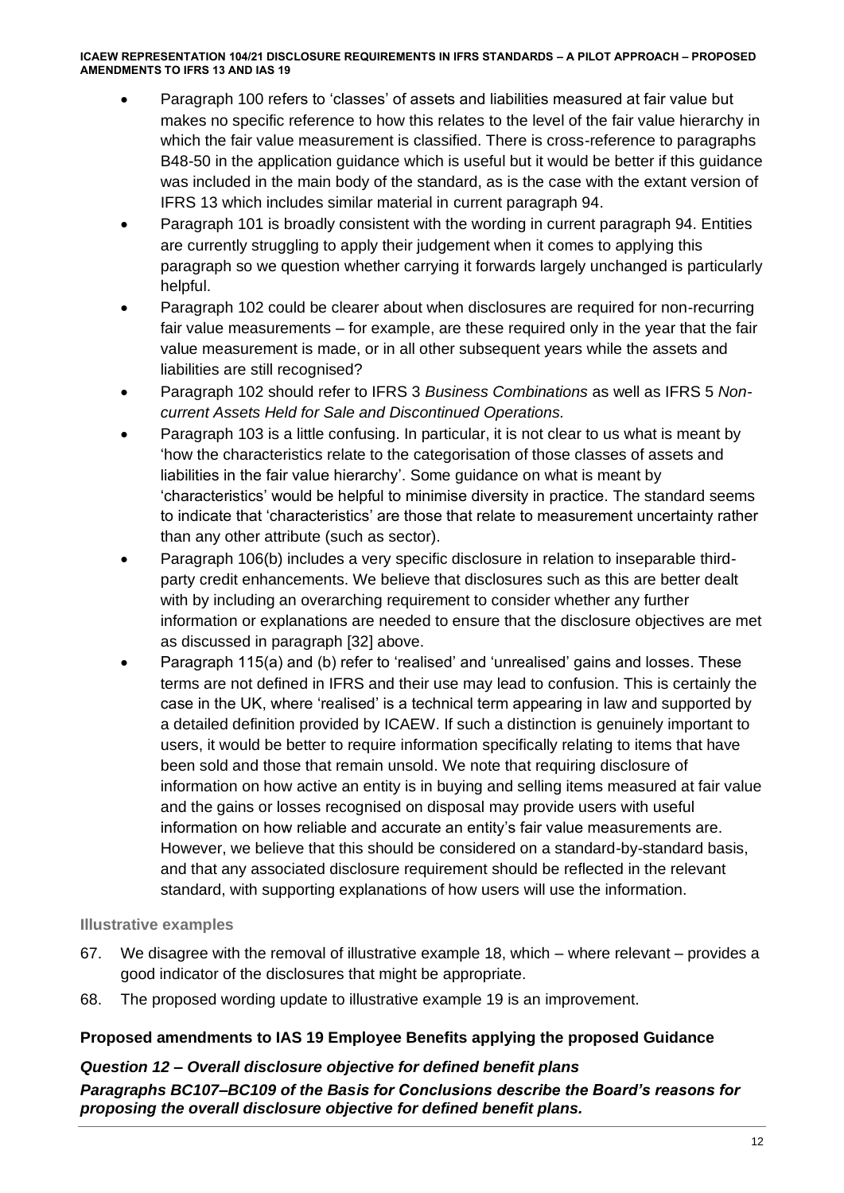- Paragraph 100 refers to 'classes' of assets and liabilities measured at fair value but makes no specific reference to how this relates to the level of the fair value hierarchy in which the fair value measurement is classified. There is cross-reference to paragraphs B48-50 in the application guidance which is useful but it would be better if this guidance was included in the main body of the standard, as is the case with the extant version of IFRS 13 which includes similar material in current paragraph 94.
- Paragraph 101 is broadly consistent with the wording in current paragraph 94. Entities are currently struggling to apply their judgement when it comes to applying this paragraph so we question whether carrying it forwards largely unchanged is particularly helpful.
- Paragraph 102 could be clearer about when disclosures are required for non-recurring fair value measurements – for example, are these required only in the year that the fair value measurement is made, or in all other subsequent years while the assets and liabilities are still recognised?
- Paragraph 102 should refer to IFRS 3 *Business Combinations* as well as IFRS 5 *Non-current Assets Held for Sale and Discontinued Operations.*
- Paragraph 103 is a little confusing. In particular, it is not clear to us what is meant by 'how the characteristics relate to the categorisation of those classes of assets and liabilities in the fair value hierarchy'. Some guidance on what is meant by 'characteristics' would be helpful to minimise diversity in practice. The standard seems to indicate that 'characteristics' are those that relate to measurement uncertainty rather than any other attribute (such as sector).
- Paragraph 106(b) includes a very specific disclosure in relation to inseparable third-party credit enhancements. We believe that disclosures such as this are better dealt with by including an overarching requirement to consider whether any further information or explanations are needed to ensure that the disclosure objectives are met as discussed in paragraph [32] above.
- Paragraph 115(a) and (b) refer to 'realised' and 'unrealised' gains and losses. These terms are not defined in IFRS and their use may lead to confusion. This is certainly the case in the UK, where 'realised' is a technical term appearing in law and supported by a detailed definition provided by ICAEW. If such a distinction is genuinely important to users, it would be better to require information specifically relating to items that have been sold and those that remain unsold. We note that requiring disclosure of information on how active an entity is in buying and selling items measured at fair value and the gains or losses recognised on disposal may provide users with useful information on how reliable and accurate an entity's fair value measurements are. However, we believe that this should be considered on a standard-by-standard basis, and that any associated disclosure requirement should be reflected in the relevant standard, with supporting explanations of how users will use the information.

### Illustrative examples

67. We disagree with the removal of illustrative example 18, which – where relevant – provides a good indicator of the disclosures that might be appropriate.
68. The proposed wording update to illustrative example 19 is an improvement.

## Proposed amendments to IAS 19 Employee Benefits applying the proposed Guidance

***Question 12 – Overall disclosure objective for defined benefit plans***

***Paragraphs BC107–BC109 of the Basis for Conclusions describe the Board's reasons for proposing the overall disclosure objective for defined benefit plans.***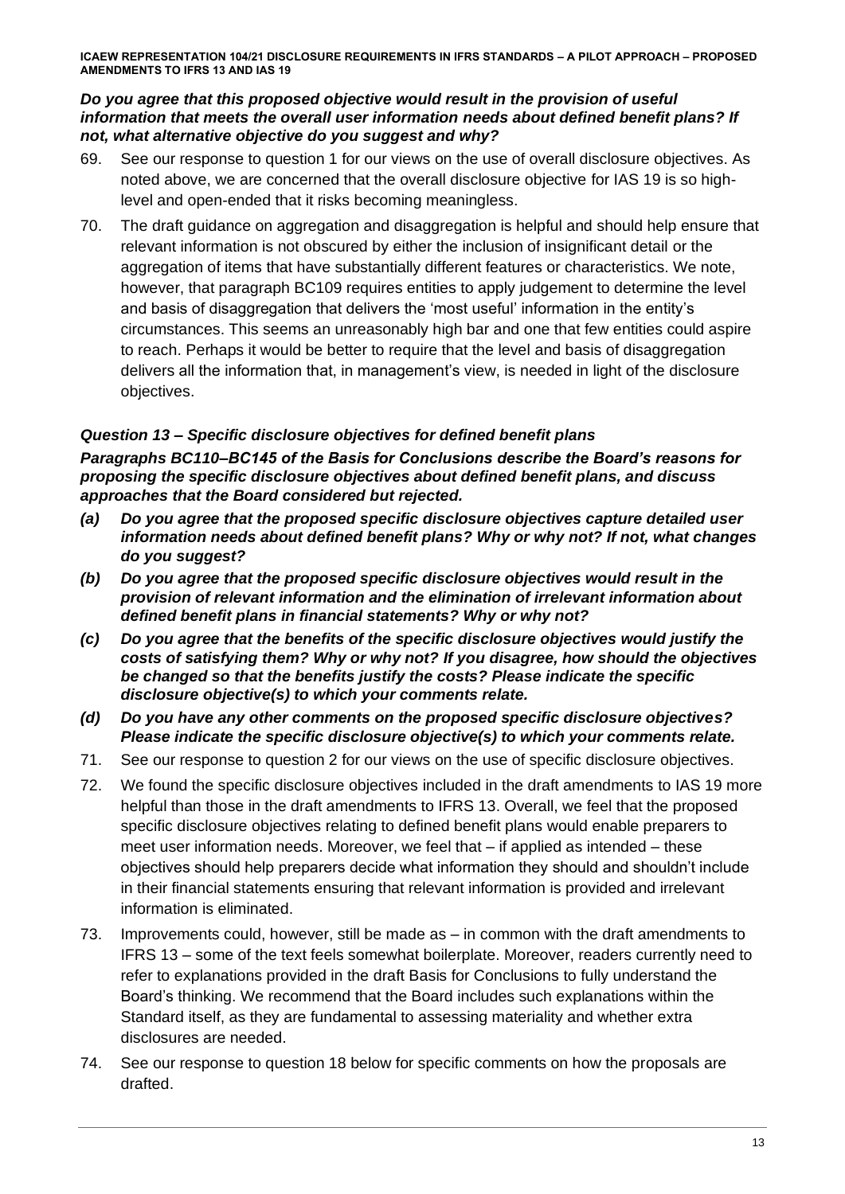***Do you agree that this proposed objective would result in the provision of useful information that meets the overall user information needs about defined benefit plans? If not, what alternative objective do you suggest and why?***

69. See our response to question 1 for our views on the use of overall disclosure objectives. As noted above, we are concerned that the overall disclosure objective for IAS 19 is so high-level and open-ended that it risks becoming meaningless.

70. The draft guidance on aggregation and disaggregation is helpful and should help ensure that relevant information is not obscured by either the inclusion of insignificant detail or the aggregation of items that have substantially different features or characteristics. We note, however, that paragraph BC109 requires entities to apply judgement to determine the level and basis of disaggregation that delivers the 'most useful' information in the entity's circumstances. This seems an unreasonably high bar and one that few entities could aspire to reach. Perhaps it would be better to require that the level and basis of disaggregation delivers all the information that, in management's view, is needed in light of the disclosure objectives.

### *Question 13 – Specific disclosure objectives for defined benefit plans*

***Paragraphs BC110–BC145 of the Basis for Conclusions describe the Board's reasons for proposing the specific disclosure objectives about defined benefit plans, and discuss approaches that the Board considered but rejected.***

***(a) Do you agree that the proposed specific disclosure objectives capture detailed user information needs about defined benefit plans? Why or why not? If not, what changes do you suggest?***

***(b) Do you agree that the proposed specific disclosure objectives would result in the provision of relevant information and the elimination of irrelevant information about defined benefit plans in financial statements? Why or why not?***

***(c) Do you agree that the benefits of the specific disclosure objectives would justify the costs of satisfying them? Why or why not? If you disagree, how should the objectives be changed so that the benefits justify the costs? Please indicate the specific disclosure objective(s) to which your comments relate.***

***(d) Do you have any other comments on the proposed specific disclosure objectives? Please indicate the specific disclosure objective(s) to which your comments relate.***

71. See our response to question 2 for our views on the use of specific disclosure objectives.

72. We found the specific disclosure objectives included in the draft amendments to IAS 19 more helpful than those in the draft amendments to IFRS 13. Overall, we feel that the proposed specific disclosure objectives relating to defined benefit plans would enable preparers to meet user information needs. Moreover, we feel that – if applied as intended – these objectives should help preparers decide what information they should and shouldn't include in their financial statements ensuring that relevant information is provided and irrelevant information is eliminated.

73. Improvements could, however, still be made as – in common with the draft amendments to IFRS 13 – some of the text feels somewhat boilerplate. Moreover, readers currently need to refer to explanations provided in the draft Basis for Conclusions to fully understand the Board's thinking. We recommend that the Board includes such explanations within the Standard itself, as they are fundamental to assessing materiality and whether extra disclosures are needed.

74. See our response to question 18 below for specific comments on how the proposals are drafted.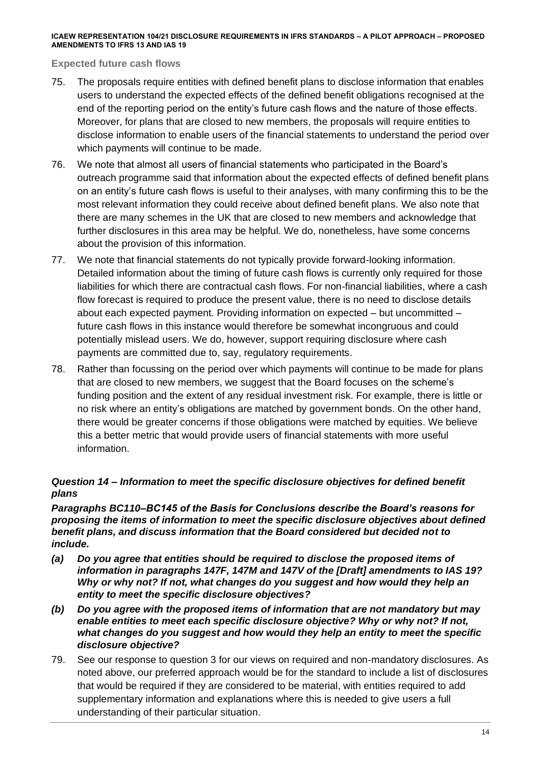### Expected future cash flows

75. The proposals require entities with defined benefit plans to disclose information that enables users to understand the expected effects of the defined benefit obligations recognised at the end of the reporting period on the entity's future cash flows and the nature of those effects. Moreover, for plans that are closed to new members, the proposals will require entities to disclose information to enable users of the financial statements to understand the period over which payments will continue to be made.

76. We note that almost all users of financial statements who participated in the Board's outreach programme said that information about the expected effects of defined benefit plans on an entity's future cash flows is useful to their analyses, with many confirming this to be the most relevant information they could receive about defined benefit plans. We also note that there are many schemes in the UK that are closed to new members and acknowledge that further disclosures in this area may be helpful. We do, nonetheless, have some concerns about the provision of this information.

77. We note that financial statements do not typically provide forward-looking information. Detailed information about the timing of future cash flows is currently only required for those liabilities for which there are contractual cash flows. For non-financial liabilities, where a cash flow forecast is required to produce the present value, there is no need to disclose details about each expected payment. Providing information on expected – but uncommitted – future cash flows in this instance would therefore be somewhat incongruous and could potentially mislead users. We do, however, support requiring disclosure where cash payments are committed due to, say, regulatory requirements.

78. Rather than focussing on the period over which payments will continue to be made for plans that are closed to new members, we suggest that the Board focuses on the scheme's funding position and the extent of any residual investment risk. For example, there is little or no risk where an entity's obligations are matched by government bonds. On the other hand, there would be greater concerns if those obligations were matched by equities. We believe this a better metric that would provide users of financial statements with more useful information.

### *Question 14 – Information to meet the specific disclosure objectives for defined benefit plans*

***Paragraphs BC110–BC145 of the Basis for Conclusions describe the Board's reasons for proposing the items of information to meet the specific disclosure objectives about defined benefit plans, and discuss information that the Board considered but decided not to include.***

***(a) Do you agree that entities should be required to disclose the proposed items of information in paragraphs 147F, 147M and 147V of the [Draft] amendments to IAS 19? Why or why not? If not, what changes do you suggest and how would they help an entity to meet the specific disclosure objectives?***

***(b) Do you agree with the proposed items of information that are not mandatory but may enable entities to meet each specific disclosure objective? Why or why not? If not, what changes do you suggest and how would they help an entity to meet the specific disclosure objective?***

79. See our response to question 3 for our views on required and non-mandatory disclosures. As noted above, our preferred approach would be for the standard to include a list of disclosures that would be required if they are considered to be material, with entities required to add supplementary information and explanations where this is needed to give users a full understanding of their particular situation.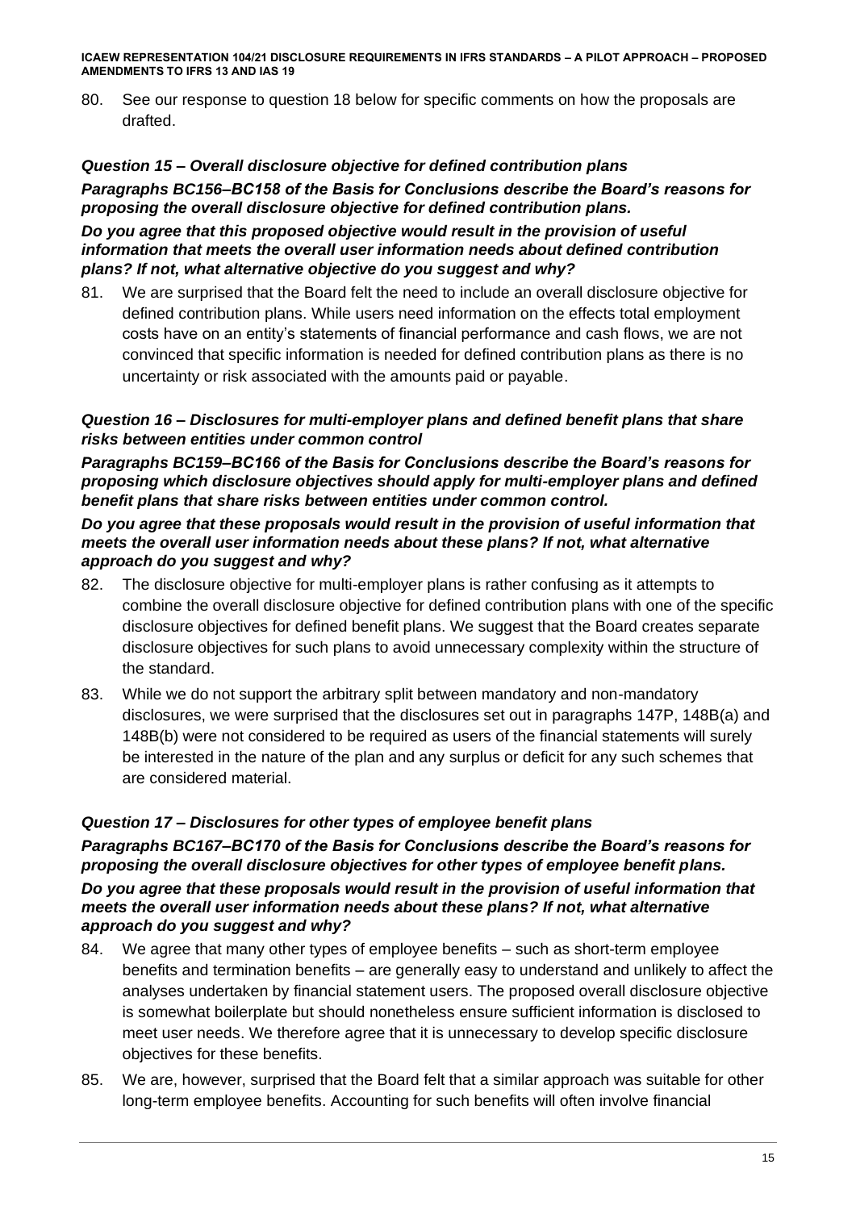80. See our response to question 18 below for specific comments on how the proposals are drafted.

***Question 15 – Overall disclosure objective for defined contribution plans***

***Paragraphs BC156–BC158 of the Basis for Conclusions describe the Board's reasons for proposing the overall disclosure objective for defined contribution plans.***

***Do you agree that this proposed objective would result in the provision of useful information that meets the overall user information needs about defined contribution plans? If not, what alternative objective do you suggest and why?***

81. We are surprised that the Board felt the need to include an overall disclosure objective for defined contribution plans. While users need information on the effects total employment costs have on an entity's statements of financial performance and cash flows, we are not convinced that specific information is needed for defined contribution plans as there is no uncertainty or risk associated with the amounts paid or payable.

***Question 16 – Disclosures for multi-employer plans and defined benefit plans that share risks between entities under common control***

***Paragraphs BC159–BC166 of the Basis for Conclusions describe the Board's reasons for proposing which disclosure objectives should apply for multi-employer plans and defined benefit plans that share risks between entities under common control.***

***Do you agree that these proposals would result in the provision of useful information that meets the overall user information needs about these plans? If not, what alternative approach do you suggest and why?***

82. The disclosure objective for multi-employer plans is rather confusing as it attempts to combine the overall disclosure objective for defined contribution plans with one of the specific disclosure objectives for defined benefit plans. We suggest that the Board creates separate disclosure objectives for such plans to avoid unnecessary complexity within the structure of the standard.

83. While we do not support the arbitrary split between mandatory and non-mandatory disclosures, we were surprised that the disclosures set out in paragraphs 147P, 148B(a) and 148B(b) were not considered to be required as users of the financial statements will surely be interested in the nature of the plan and any surplus or deficit for any such schemes that are considered material.

***Question 17 – Disclosures for other types of employee benefit plans***

***Paragraphs BC167–BC170 of the Basis for Conclusions describe the Board's reasons for proposing the overall disclosure objectives for other types of employee benefit plans.***

***Do you agree that these proposals would result in the provision of useful information that meets the overall user information needs about these plans? If not, what alternative approach do you suggest and why?***

84. We agree that many other types of employee benefits – such as short-term employee benefits and termination benefits – are generally easy to understand and unlikely to affect the analyses undertaken by financial statement users. The proposed overall disclosure objective is somewhat boilerplate but should nonetheless ensure sufficient information is disclosed to meet user needs. We therefore agree that it is unnecessary to develop specific disclosure objectives for these benefits.

85. We are, however, surprised that the Board felt that a similar approach was suitable for other long-term employee benefits. Accounting for such benefits will often involve financial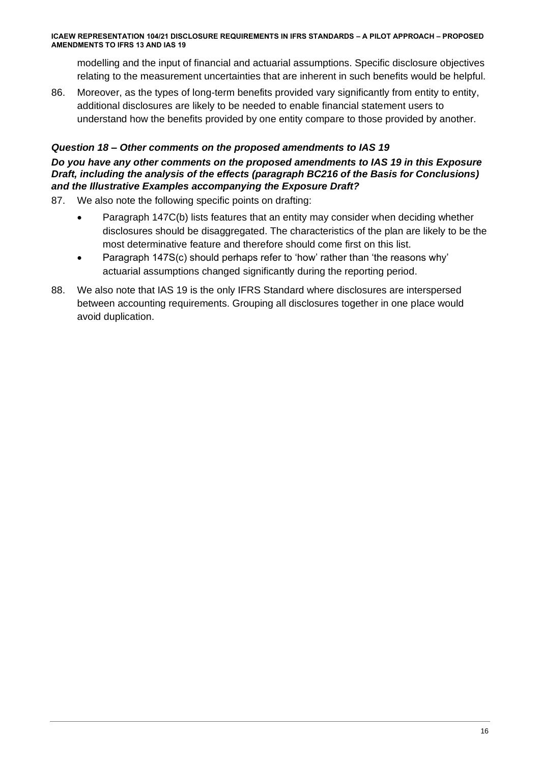modelling and the input of financial and actuarial assumptions. Specific disclosure objectives relating to the measurement uncertainties that are inherent in such benefits would be helpful.

86. Moreover, as the types of long-term benefits provided vary significantly from entity to entity, additional disclosures are likely to be needed to enable financial statement users to understand how the benefits provided by one entity compare to those provided by another.

### *Question 18 – Other comments on the proposed amendments to IAS 19*

***Do you have any other comments on the proposed amendments to IAS 19 in this Exposure Draft, including the analysis of the effects (paragraph BC216 of the Basis for Conclusions) and the Illustrative Examples accompanying the Exposure Draft?***

87. We also note the following specific points on drafting:
    - Paragraph 147C(b) lists features that an entity may consider when deciding whether disclosures should be disaggregated. The characteristics of the plan are likely to be the most determinative feature and therefore should come first on this list.
    - Paragraph 147S(c) should perhaps refer to 'how' rather than 'the reasons why' actuarial assumptions changed significantly during the reporting period.

88. We also note that IAS 19 is the only IFRS Standard where disclosures are interspersed between accounting requirements. Grouping all disclosures together in one place would avoid duplication.